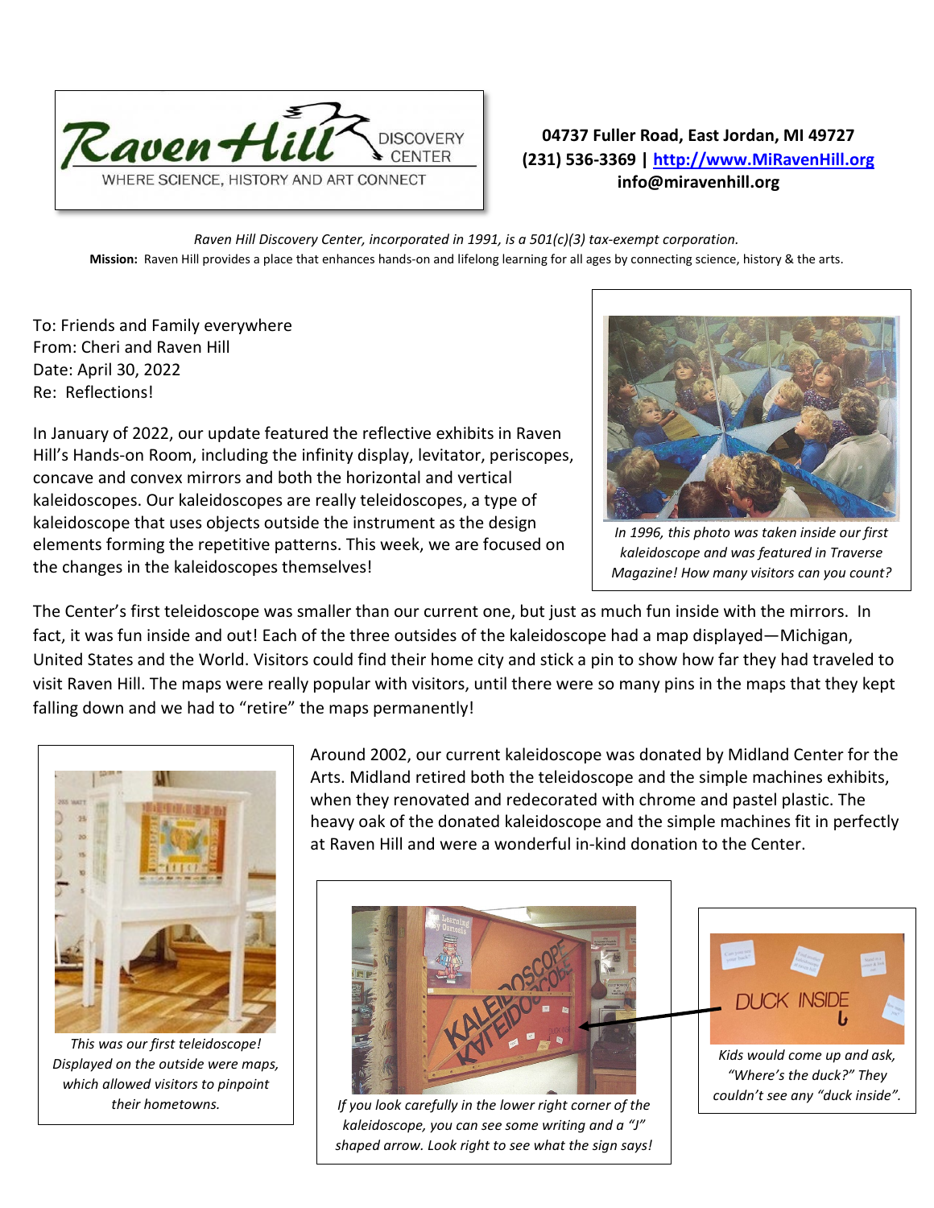**Raven Hill DISCOVERY CENTER**
WHERE SCIENCE, HISTORY AND ART CONNECT

**04737 Fuller Road, East Jordan, MI 49727**
**(231) 536-3369 | http://www.MiRavenHill.org**
**info@miravenhill.org**

*Raven Hill Discovery Center, incorporated in 1991, is a 501(c)(3) tax-exempt corporation.*
**Mission:** Raven Hill provides a place that enhances hands-on and lifelong learning for all ages by connecting science, history & the arts.

To: Friends and Family everywhere
From: Cheri and Raven Hill
Date: April 30, 2022
Re: Reflections!

In January of 2022, our update featured the reflective exhibits in Raven Hill's Hands-on Room, including the infinity display, levitator, periscopes, concave and convex mirrors and both the horizontal and vertical kaleidoscopes. Our kaleidoscopes are really teleidoscopes, a type of kaleidoscope that uses objects outside the instrument as the design elements forming the repetitive patterns. This week, we are focused on the changes in the kaleidoscopes themselves!

*In 1996, this photo was taken inside our first kaleidoscope and was featured in Traverse Magazine! How many visitors can you count?*

The Center's first teleidoscope was smaller than our current one, but just as much fun inside with the mirrors. In fact, it was fun inside and out! Each of the three outsides of the kaleidoscope had a map displayed—Michigan, United States and the World. Visitors could find their home city and stick a pin to show how far they had traveled to visit Raven Hill. The maps were really popular with visitors, until there were so many pins in the maps that they kept falling down and we had to "retire" the maps permanently!

*This was our first teleidoscope! Displayed on the outside were maps, which allowed visitors to pinpoint their hometowns.*

Around 2002, our current kaleidoscope was donated by Midland Center for the Arts. Midland retired both the teleidoscope and the simple machines exhibits, when they renovated and redecorated with chrome and pastel plastic. The heavy oak of the donated kaleidoscope and the simple machines fit in perfectly at Raven Hill and were a wonderful in-kind donation to the Center.

*If you look carefully in the lower right corner of the kaleidoscope, you can see some writing and a "J" shaped arrow. Look right to see what the sign says!*

*Kids would come up and ask, "Where's the duck?" They couldn't see any "duck inside".*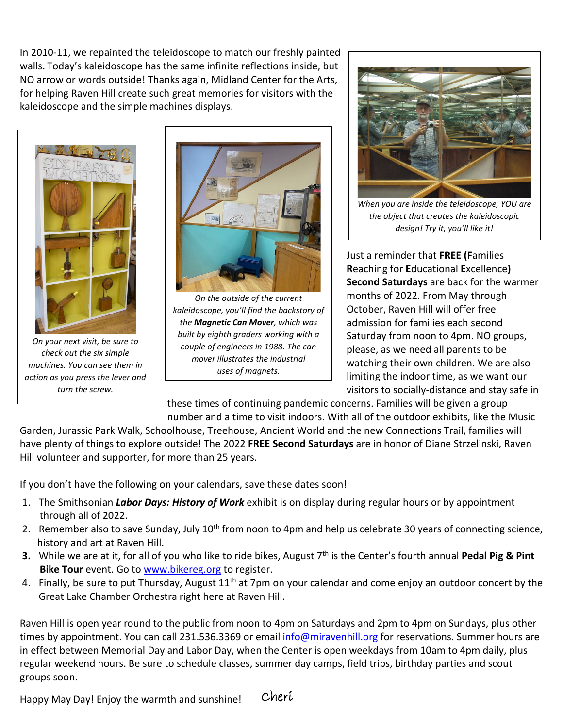In 2010-11, we repainted the teleidoscope to match our freshly painted walls. Today's kaleidoscope has the same infinite reflections inside, but NO arrow or words outside! Thanks again, Midland Center for the Arts, for helping Raven Hill create such great memories for visitors with the kaleidoscope and the simple machines displays.

*On your next visit, be sure to check out the six simple machines. You can see them in action as you press the lever and turn the screw.*

*On the outside of the current kaleidoscope, you'll find the backstory of the **Magnetic Can Mover**, which was built by eighth graders working with a couple of engineers in 1988. The can mover illustrates the industrial uses of magnets.*

*When you are inside the teleidoscope, YOU are the object that creates the kaleidoscopic design! Try it, you'll like it!*

Just a reminder that **FREE (F**amilies **R**eaching for **E**ducational **E**xcellence**) Second Saturdays** are back for the warmer months of 2022. From May through October, Raven Hill will offer free admission for families each second Saturday from noon to 4pm. NO groups, please, as we need all parents to be watching their own children. We are also limiting the indoor time, as we want our visitors to socially-distance and stay safe in these times of continuing pandemic concerns. Families will be given a group number and a time to visit indoors. With all of the outdoor exhibits, like the Music Garden, Jurassic Park Walk, Schoolhouse, Treehouse, Ancient World and the new Connections Trail, families will have plenty of things to explore outside! The 2022 **FREE Second Saturdays** are in honor of Diane Strzelinski, Raven Hill volunteer and supporter, for more than 25 years.

If you don't have the following on your calendars, save these dates soon!

1. The Smithsonian ***Labor Days: History of Work*** exhibit is on display during regular hours or by appointment through all of 2022.
2. Remember also to save Sunday, July 10th from noon to 4pm and help us celebrate 30 years of connecting science, history and art at Raven Hill.
3. While we are at it, for all of you who like to ride bikes, August 7th is the Center's fourth annual **Pedal Pig & Pint Bike Tour** event. Go to www.bikereg.org to register.
4. Finally, be sure to put Thursday, August 11th at 7pm on your calendar and come enjoy an outdoor concert by the Great Lake Chamber Orchestra right here at Raven Hill.

Raven Hill is open year round to the public from noon to 4pm on Saturdays and 2pm to 4pm on Sundays, plus other times by appointment. You can call 231.536.3369 or email info@miravenhill.org for reservations. Summer hours are in effect between Memorial Day and Labor Day, when the Center is open weekdays from 10am to 4pm daily, plus regular weekend hours. Be sure to schedule classes, summer day camps, field trips, birthday parties and scout groups soon.

Happy May Day! Enjoy the warmth and sunshine! Cheri